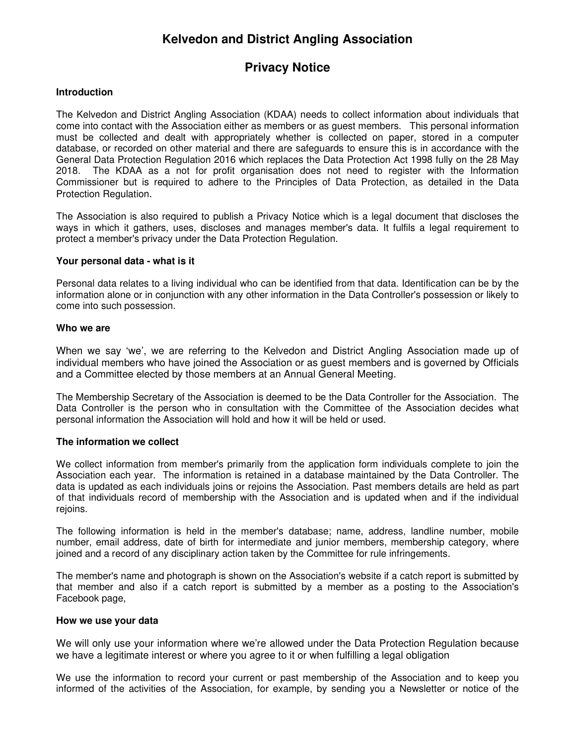# Kelvedon and District Angling Association

# Privacy Notice

### Introduction

The Kelvedon and District Angling Association (KDAA) needs to collect information about individuals that come into contact with the Association either as members or as guest members. This personal information must be collected and dealt with appropriately whether is collected on paper, stored in a computer database, or recorded on other material and there are safeguards to ensure this is in accordance with the General Data Protection Regulation 2016 which replaces the Data Protection Act 1998 fully on the 28 May 2018. The KDAA as a not for profit organisation does not need to register with the Information Commissioner but is required to adhere to the Principles of Data Protection, as detailed in the Data Protection Regulation.

The Association is also required to publish a Privacy Notice which is a legal document that discloses the ways in which it gathers, uses, discloses and manages member's data. It fulfils a legal requirement to protect a member's privacy under the Data Protection Regulation.

### Your personal data - what is it

Personal data relates to a living individual who can be identified from that data. Identification can be by the information alone or in conjunction with any other information in the Data Controller's possession or likely to come into such possession.

### Who we are

When we say 'we', we are referring to the Kelvedon and District Angling Association made up of individual members who have joined the Association or as guest members and is governed by Officials and a Committee elected by those members at an Annual General Meeting.

The Membership Secretary of the Association is deemed to be the Data Controller for the Association. The Data Controller is the person who in consultation with the Committee of the Association decides what personal information the Association will hold and how it will be held or used.

### The information we collect

We collect information from member's primarily from the application form individuals complete to join the Association each year. The information is retained in a database maintained by the Data Controller. The data is updated as each individuals joins or rejoins the Association. Past members details are held as part of that individuals record of membership with the Association and is updated when and if the individual rejoins.

The following information is held in the member's database; name, address, landline number, mobile number, email address, date of birth for intermediate and junior members, membership category, where joined and a record of any disciplinary action taken by the Committee for rule infringements.

The member's name and photograph is shown on the Association's website if a catch report is submitted by that member and also if a catch report is submitted by a member as a posting to the Association's Facebook page,

### How we use your data

We will only use your information where we're allowed under the Data Protection Regulation because we have a legitimate interest or where you agree to it or when fulfilling a legal obligation

We use the information to record your current or past membership of the Association and to keep you informed of the activities of the Association, for example, by sending you a Newsletter or notice of the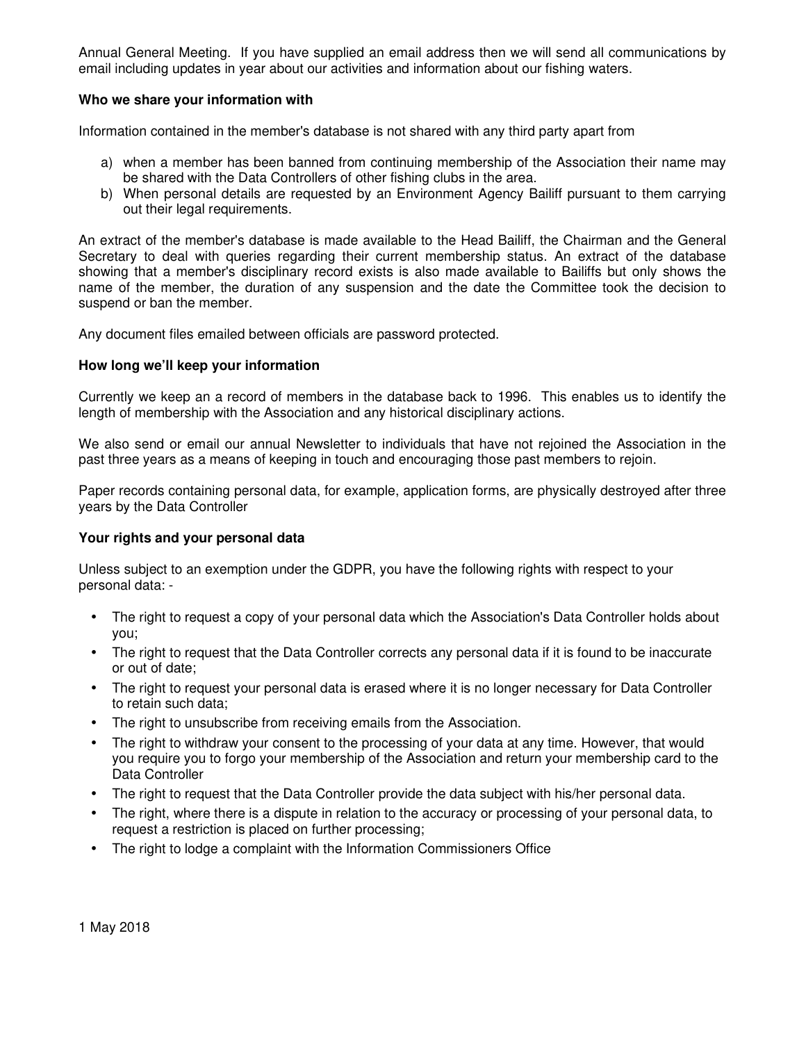Annual General Meeting. If you have supplied an email address then we will send all communications by email including updates in year about our activities and information about our fishing waters.

**Who we share your information with**

Information contained in the member's database is not shared with any third party apart from

a) when a member has been banned from continuing membership of the Association their name may be shared with the Data Controllers of other fishing clubs in the area.
b) When personal details are requested by an Environment Agency Bailiff pursuant to them carrying out their legal requirements.

An extract of the member's database is made available to the Head Bailiff, the Chairman and the General Secretary to deal with queries regarding their current membership status. An extract of the database showing that a member's disciplinary record exists is also made available to Bailiffs but only shows the name of the member, the duration of any suspension and the date the Committee took the decision to suspend or ban the member.

Any document files emailed between officials are password protected.

**How long we'll keep your information**

Currently we keep an a record of members in the database back to 1996. This enables us to identify the length of membership with the Association and any historical disciplinary actions.

We also send or email our annual Newsletter to individuals that have not rejoined the Association in the past three years as a means of keeping in touch and encouraging those past members to rejoin.

Paper records containing personal data, for example, application forms, are physically destroyed after three years by the Data Controller

**Your rights and your personal data**

Unless subject to an exemption under the GDPR, you have the following rights with respect to your personal data: -

- The right to request a copy of your personal data which the Association's Data Controller holds about you;
- The right to request that the Data Controller corrects any personal data if it is found to be inaccurate or out of date;
- The right to request your personal data is erased where it is no longer necessary for Data Controller to retain such data;
- The right to unsubscribe from receiving emails from the Association.
- The right to withdraw your consent to the processing of your data at any time. However, that would you require you to forgo your membership of the Association and return your membership card to the Data Controller
- The right to request that the Data Controller provide the data subject with his/her personal data.
- The right, where there is a dispute in relation to the accuracy or processing of your personal data, to request a restriction is placed on further processing;
- The right to lodge a complaint with the Information Commissioners Office

1 May 2018